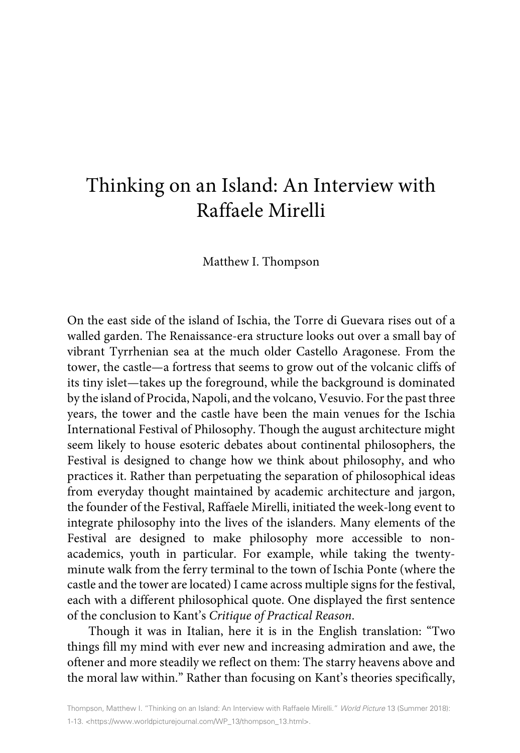# Thinking on an Island: An Interview with Raffaele Mirelli

Matthew I. Thompson

On the east side of the island of Ischia, the Torre di Guevara rises out of a walled garden. The Renaissance-era structure looks out over a small bay of vibrant Tyrrhenian sea at the much older Castello Aragonese. From the tower, the castle—a fortress that seems to grow out of the volcanic cliffs of its tiny islet—takes up the foreground, while the background is dominated by the island of Procida, Napoli, and the volcano, Vesuvio. For the past three years, the tower and the castle have been the main venues for the Ischia International Festival of Philosophy. Though the august architecture might seem likely to house esoteric debates about continental philosophers, the Festival is designed to change how we think about philosophy, and who practices it. Rather than perpetuating the separation of philosophical ideas from everyday thought maintained by academic architecture and jargon, the founder of the Festival, Raffaele Mirelli, initiated the week-long event to integrate philosophy into the lives of the islanders. Many elements of the Festival are designed to make philosophy more accessible to non-academics, youth in particular. For example, while taking the twenty-minute walk from the ferry terminal to the town of Ischia Ponte (where the castle and the tower are located) I came across multiple signs for the festival, each with a different philosophical quote. One displayed the first sentence of the conclusion to Kant's *Critique of Practical Reason*.

Though it was in Italian, here it is in the English translation: "Two things fill my mind with ever new and increasing admiration and awe, the oftener and more steadily we reflect on them: The starry heavens above and the moral law within." Rather than focusing on Kant's theories specifically,

Thompson, Matthew I. "Thinking on an Island: An Interview with Raffaele Mirelli." *World Picture* 13 (Summer 2018): 1-13. <https://www.worldpicturejournal.com/WP_13/thompson_13.html>.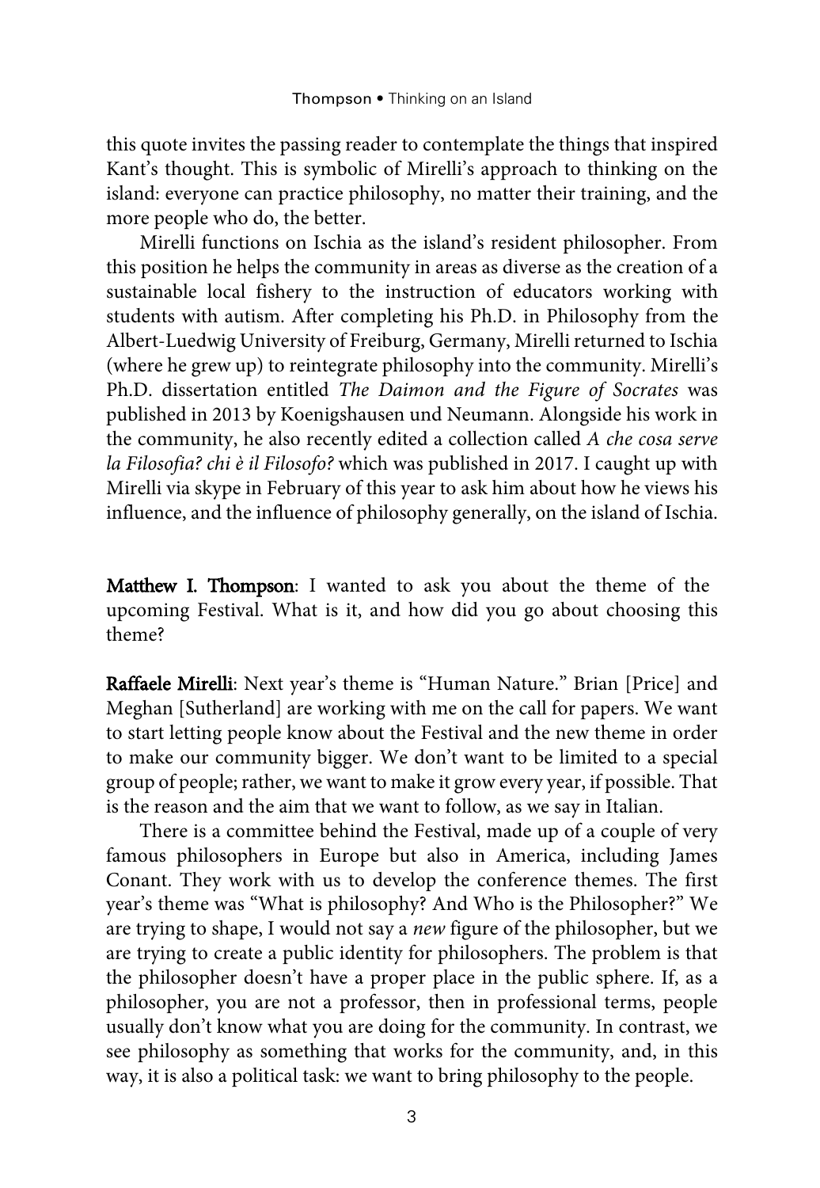this quote invites the passing reader to contemplate the things that inspired Kant's thought. This is symbolic of Mirelli's approach to thinking on the island: everyone can practice philosophy, no matter their training, and the more people who do, the better.

Mirelli functions on Ischia as the island's resident philosopher. From this position he helps the community in areas as diverse as the creation of a sustainable local fishery to the instruction of educators working with students with autism. After completing his Ph.D. in Philosophy from the Albert-Luedwig University of Freiburg, Germany, Mirelli returned to Ischia (where he grew up) to reintegrate philosophy into the community. Mirelli's Ph.D. dissertation entitled *The Daimon and the Figure of Socrates* was published in 2013 by Koenigshausen und Neumann. Alongside his work in the community, he also recently edited a collection called *A che cosa serve la Filosofia? chi è il Filosofo?* which was published in 2017. I caught up with Mirelli via skype in February of this year to ask him about how he views his influence, and the influence of philosophy generally, on the island of Ischia.

**Matthew I. Thompson**: I wanted to ask you about the theme of the upcoming Festival. What is it, and how did you go about choosing this theme?

**Raffaele Mirelli**: Next year's theme is "Human Nature." Brian [Price] and Meghan [Sutherland] are working with me on the call for papers. We want to start letting people know about the Festival and the new theme in order to make our community bigger. We don't want to be limited to a special group of people; rather, we want to make it grow every year, if possible. That is the reason and the aim that we want to follow, as we say in Italian.

There is a committee behind the Festival, made up of a couple of very famous philosophers in Europe but also in America, including James Conant. They work with us to develop the conference themes. The first year's theme was "What is philosophy? And Who is the Philosopher?" We are trying to shape, I would not say a *new* figure of the philosopher, but we are trying to create a public identity for philosophers. The problem is that the philosopher doesn't have a proper place in the public sphere. If, as a philosopher, you are not a professor, then in professional terms, people usually don't know what you are doing for the community. In contrast, we see philosophy as something that works for the community, and, in this way, it is also a political task: we want to bring philosophy to the people.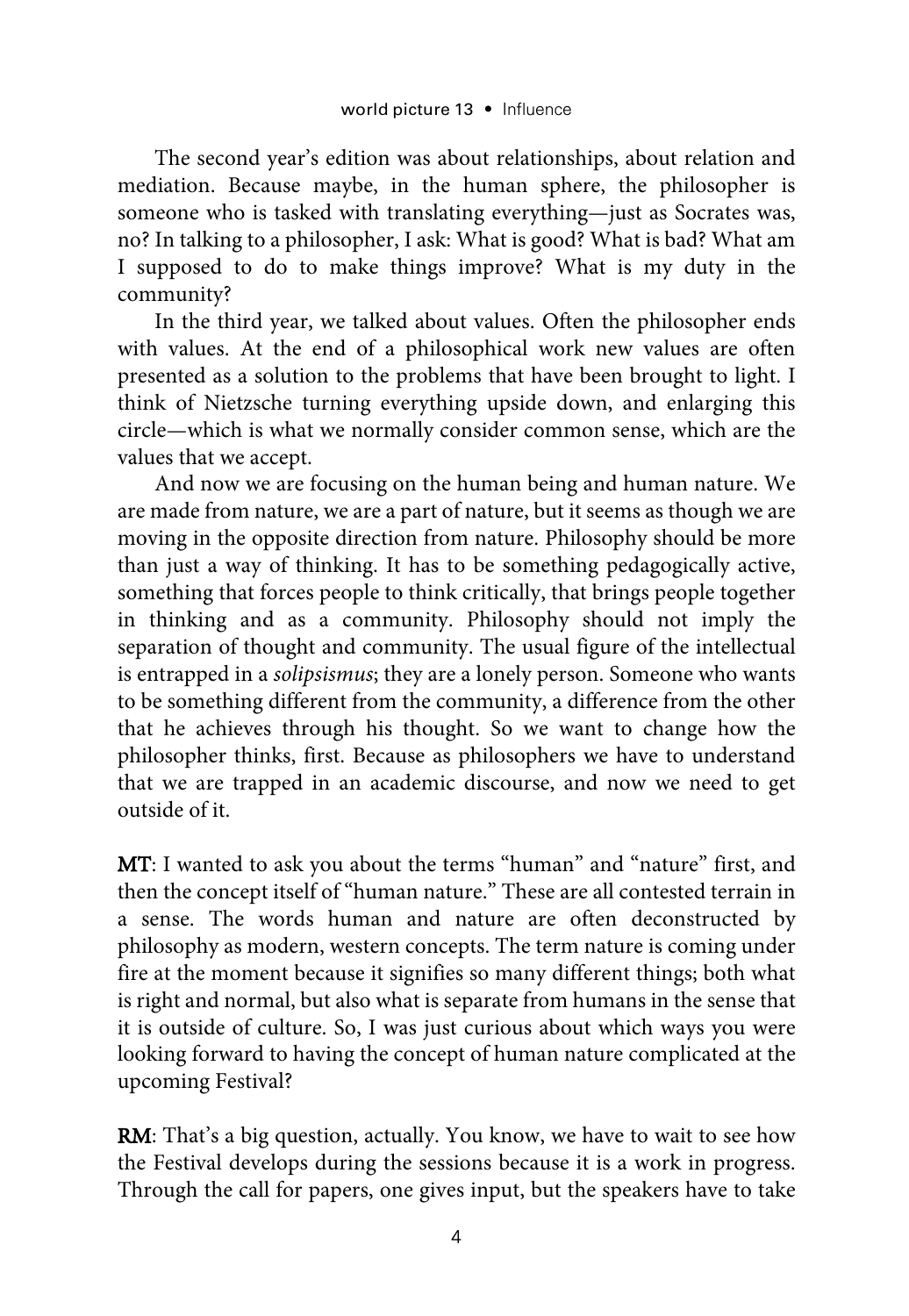The second year's edition was about relationships, about relation and mediation. Because maybe, in the human sphere, the philosopher is someone who is tasked with translating everything—just as Socrates was, no? In talking to a philosopher, I ask: What is good? What is bad? What am I supposed to do to make things improve? What is my duty in the community?

In the third year, we talked about values. Often the philosopher ends with values. At the end of a philosophical work new values are often presented as a solution to the problems that have been brought to light. I think of Nietzsche turning everything upside down, and enlarging this circle—which is what we normally consider common sense, which are the values that we accept.

And now we are focusing on the human being and human nature. We are made from nature, we are a part of nature, but it seems as though we are moving in the opposite direction from nature. Philosophy should be more than just a way of thinking. It has to be something pedagogically active, something that forces people to think critically, that brings people together in thinking and as a community. Philosophy should not imply the separation of thought and community. The usual figure of the intellectual is entrapped in a *solipsismus*; they are a lonely person. Someone who wants to be something different from the community, a difference from the other that he achieves through his thought. So we want to change how the philosopher thinks, first. Because as philosophers we have to understand that we are trapped in an academic discourse, and now we need to get outside of it.

**MT**: I wanted to ask you about the terms "human" and "nature" first, and then the concept itself of "human nature." These are all contested terrain in a sense. The words human and nature are often deconstructed by philosophy as modern, western concepts. The term nature is coming under fire at the moment because it signifies so many different things; both what is right and normal, but also what is separate from humans in the sense that it is outside of culture. So, I was just curious about which ways you were looking forward to having the concept of human nature complicated at the upcoming Festival?

**RM**: That's a big question, actually. You know, we have to wait to see how the Festival develops during the sessions because it is a work in progress. Through the call for papers, one gives input, but the speakers have to take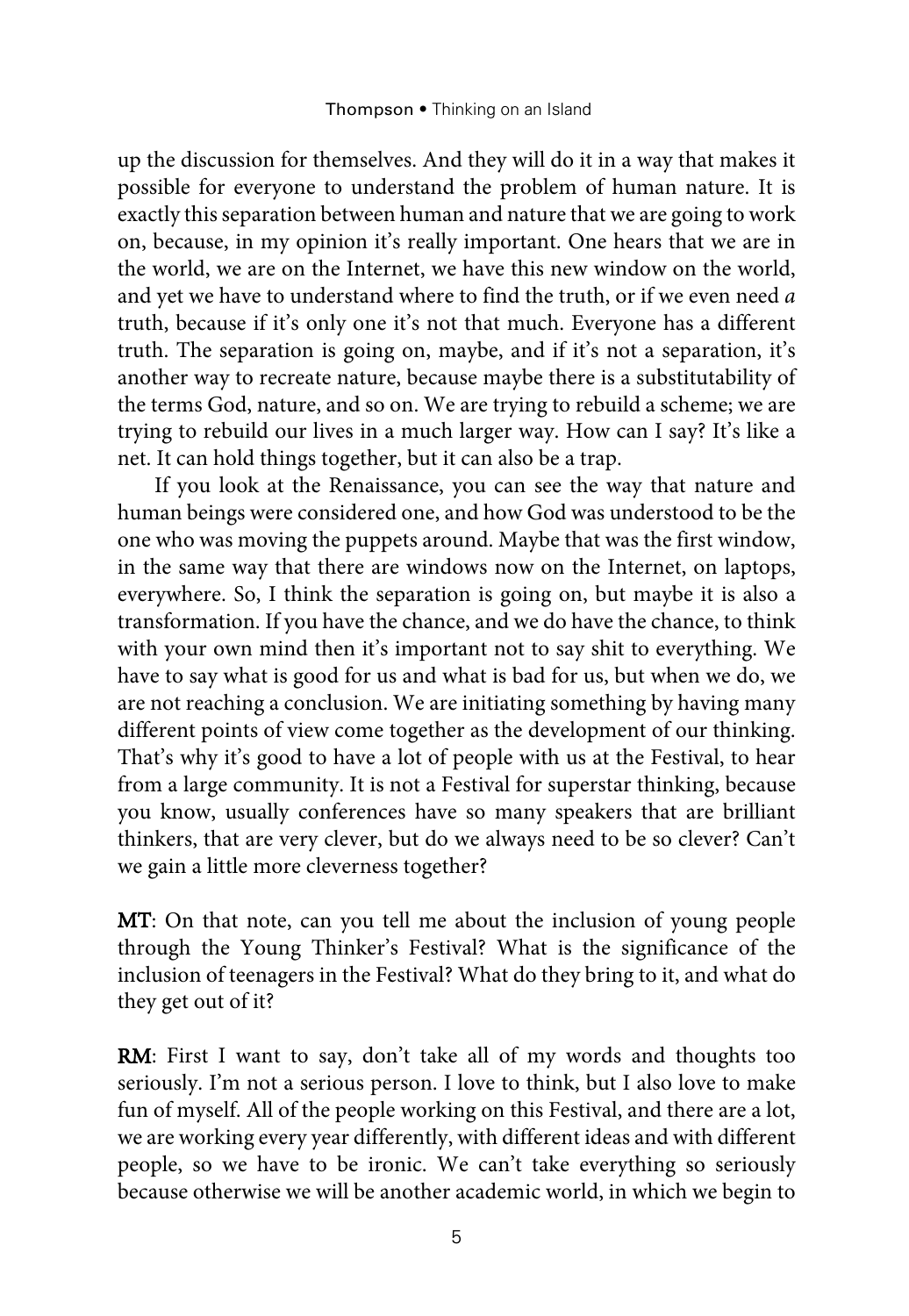up the discussion for themselves. And they will do it in a way that makes it possible for everyone to understand the problem of human nature. It is exactly this separation between human and nature that we are going to work on, because, in my opinion it's really important. One hears that we are in the world, we are on the Internet, we have this new window on the world, and yet we have to understand where to find the truth, or if we even need *a* truth, because if it's only one it's not that much. Everyone has a different truth. The separation is going on, maybe, and if it's not a separation, it's another way to recreate nature, because maybe there is a substitutability of the terms God, nature, and so on. We are trying to rebuild a scheme; we are trying to rebuild our lives in a much larger way. How can I say? It's like a net. It can hold things together, but it can also be a trap.

If you look at the Renaissance, you can see the way that nature and human beings were considered one, and how God was understood to be the one who was moving the puppets around. Maybe that was the first window, in the same way that there are windows now on the Internet, on laptops, everywhere. So, I think the separation is going on, but maybe it is also a transformation. If you have the chance, and we do have the chance, to think with your own mind then it's important not to say shit to everything. We have to say what is good for us and what is bad for us, but when we do, we are not reaching a conclusion. We are initiating something by having many different points of view come together as the development of our thinking. That's why it's good to have a lot of people with us at the Festival, to hear from a large community. It is not a Festival for superstar thinking, because you know, usually conferences have so many speakers that are brilliant thinkers, that are very clever, but do we always need to be so clever? Can't we gain a little more cleverness together?

**MT**: On that note, can you tell me about the inclusion of young people through the Young Thinker's Festival? What is the significance of the inclusion of teenagers in the Festival? What do they bring to it, and what do they get out of it?

**RM**: First I want to say, don't take all of my words and thoughts too seriously. I'm not a serious person. I love to think, but I also love to make fun of myself. All of the people working on this Festival, and there are a lot, we are working every year differently, with different ideas and with different people, so we have to be ironic. We can't take everything so seriously because otherwise we will be another academic world, in which we begin to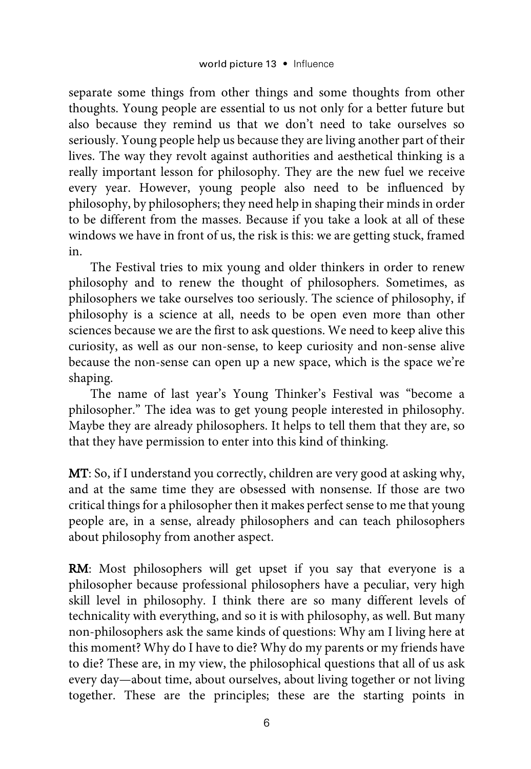separate some things from other things and some thoughts from other thoughts. Young people are essential to us not only for a better future but also because they remind us that we don't need to take ourselves so seriously. Young people help us because they are living another part of their lives. The way they revolt against authorities and aesthetical thinking is a really important lesson for philosophy. They are the new fuel we receive every year. However, young people also need to be influenced by philosophy, by philosophers; they need help in shaping their minds in order to be different from the masses. Because if you take a look at all of these windows we have in front of us, the risk is this: we are getting stuck, framed in.

The Festival tries to mix young and older thinkers in order to renew philosophy and to renew the thought of philosophers. Sometimes, as philosophers we take ourselves too seriously. The science of philosophy, if philosophy is a science at all, needs to be open even more than other sciences because we are the first to ask questions. We need to keep alive this curiosity, as well as our non-sense, to keep curiosity and non-sense alive because the non-sense can open up a new space, which is the space we're shaping.

The name of last year's Young Thinker's Festival was "become a philosopher." The idea was to get young people interested in philosophy. Maybe they are already philosophers. It helps to tell them that they are, so that they have permission to enter into this kind of thinking.

**MT**: So, if I understand you correctly, children are very good at asking why, and at the same time they are obsessed with nonsense. If those are two critical things for a philosopher then it makes perfect sense to me that young people are, in a sense, already philosophers and can teach philosophers about philosophy from another aspect.

**RM**: Most philosophers will get upset if you say that everyone is a philosopher because professional philosophers have a peculiar, very high skill level in philosophy. I think there are so many different levels of technicality with everything, and so it is with philosophy, as well. But many non-philosophers ask the same kinds of questions: Why am I living here at this moment? Why do I have to die? Why do my parents or my friends have to die? These are, in my view, the philosophical questions that all of us ask every day—about time, about ourselves, about living together or not living together. These are the principles; these are the starting points in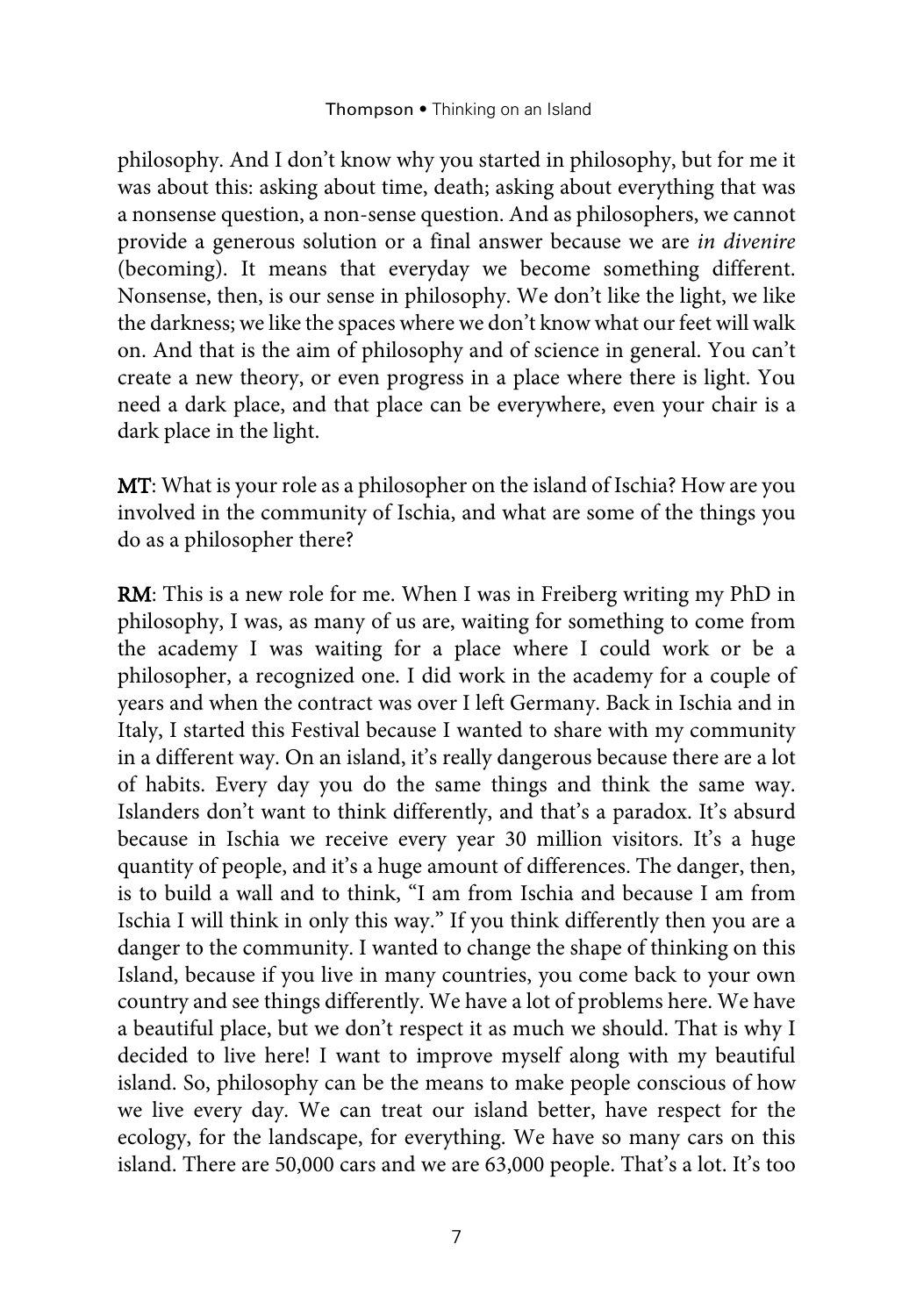philosophy. And I don't know why you started in philosophy, but for me it was about this: asking about time, death; asking about everything that was a nonsense question, a non-sense question. And as philosophers, we cannot provide a generous solution or a final answer because we are *in divenire* (becoming). It means that everyday we become something different. Nonsense, then, is our sense in philosophy. We don't like the light, we like the darkness; we like the spaces where we don't know what our feet will walk on. And that is the aim of philosophy and of science in general. You can't create a new theory, or even progress in a place where there is light. You need a dark place, and that place can be everywhere, even your chair is a dark place in the light.

**MT**: What is your role as a philosopher on the island of Ischia? How are you involved in the community of Ischia, and what are some of the things you do as a philosopher there?

**RM**: This is a new role for me. When I was in Freiberg writing my PhD in philosophy, I was, as many of us are, waiting for something to come from the academy I was waiting for a place where I could work or be a philosopher, a recognized one. I did work in the academy for a couple of years and when the contract was over I left Germany. Back in Ischia and in Italy, I started this Festival because I wanted to share with my community in a different way. On an island, it's really dangerous because there are a lot of habits. Every day you do the same things and think the same way. Islanders don't want to think differently, and that's a paradox. It's absurd because in Ischia we receive every year 30 million visitors. It's a huge quantity of people, and it's a huge amount of differences. The danger, then, is to build a wall and to think, "I am from Ischia and because I am from Ischia I will think in only this way." If you think differently then you are a danger to the community. I wanted to change the shape of thinking on this Island, because if you live in many countries, you come back to your own country and see things differently. We have a lot of problems here. We have a beautiful place, but we don't respect it as much we should. That is why I decided to live here! I want to improve myself along with my beautiful island. So, philosophy can be the means to make people conscious of how we live every day. We can treat our island better, have respect for the ecology, for the landscape, for everything. We have so many cars on this island. There are 50,000 cars and we are 63,000 people. That's a lot. It's too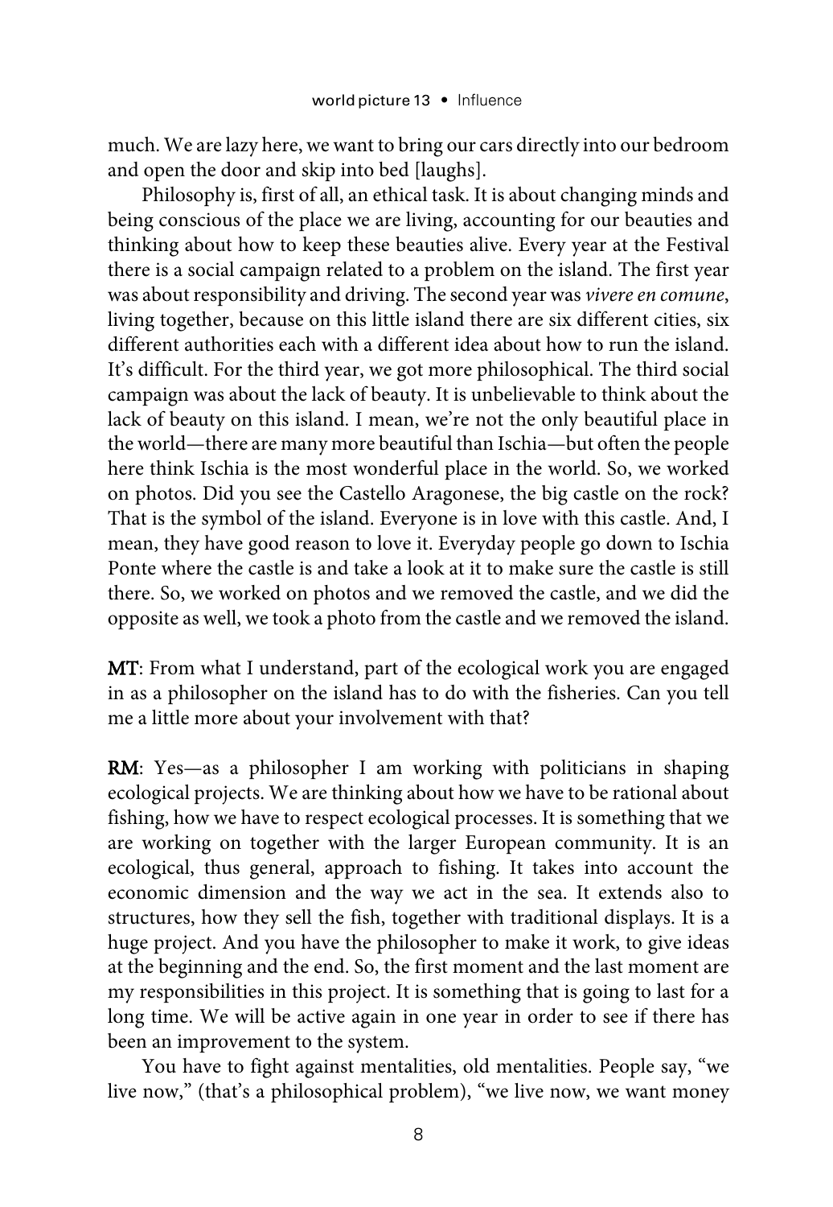much. We are lazy here, we want to bring our cars directly into our bedroom and open the door and skip into bed [laughs].

Philosophy is, first of all, an ethical task. It is about changing minds and being conscious of the place we are living, accounting for our beauties and thinking about how to keep these beauties alive. Every year at the Festival there is a social campaign related to a problem on the island. The first year was about responsibility and driving. The second year was *vivere en comune*, living together, because on this little island there are six different cities, six different authorities each with a different idea about how to run the island. It's difficult. For the third year, we got more philosophical. The third social campaign was about the lack of beauty. It is unbelievable to think about the lack of beauty on this island. I mean, we're not the only beautiful place in the world—there are many more beautiful than Ischia—but often the people here think Ischia is the most wonderful place in the world. So, we worked on photos. Did you see the Castello Aragonese, the big castle on the rock? That is the symbol of the island. Everyone is in love with this castle. And, I mean, they have good reason to love it. Everyday people go down to Ischia Ponte where the castle is and take a look at it to make sure the castle is still there. So, we worked on photos and we removed the castle, and we did the opposite as well, we took a photo from the castle and we removed the island.

**MT**: From what I understand, part of the ecological work you are engaged in as a philosopher on the island has to do with the fisheries. Can you tell me a little more about your involvement with that?

**RM**: Yes—as a philosopher I am working with politicians in shaping ecological projects. We are thinking about how we have to be rational about fishing, how we have to respect ecological processes. It is something that we are working on together with the larger European community. It is an ecological, thus general, approach to fishing. It takes into account the economic dimension and the way we act in the sea. It extends also to structures, how they sell the fish, together with traditional displays. It is a huge project. And you have the philosopher to make it work, to give ideas at the beginning and the end. So, the first moment and the last moment are my responsibilities in this project. It is something that is going to last for a long time. We will be active again in one year in order to see if there has been an improvement to the system.

You have to fight against mentalities, old mentalities. People say, "we live now," (that's a philosophical problem), "we live now, we want money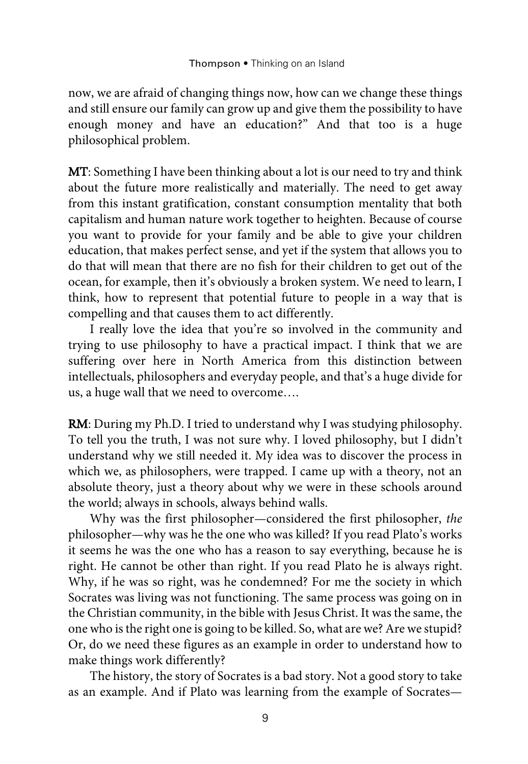now, we are afraid of changing things now, how can we change these things and still ensure our family can grow up and give them the possibility to have enough money and have an education?" And that too is a huge philosophical problem.

**MT**: Something I have been thinking about a lot is our need to try and think about the future more realistically and materially. The need to get away from this instant gratification, constant consumption mentality that both capitalism and human nature work together to heighten. Because of course you want to provide for your family and be able to give your children education, that makes perfect sense, and yet if the system that allows you to do that will mean that there are no fish for their children to get out of the ocean, for example, then it's obviously a broken system. We need to learn, I think, how to represent that potential future to people in a way that is compelling and that causes them to act differently.

I really love the idea that you're so involved in the community and trying to use philosophy to have a practical impact. I think that we are suffering over here in North America from this distinction between intellectuals, philosophers and everyday people, and that's a huge divide for us, a huge wall that we need to overcome….

**RM**: During my Ph.D. I tried to understand why I was studying philosophy. To tell you the truth, I was not sure why. I loved philosophy, but I didn't understand why we still needed it. My idea was to discover the process in which we, as philosophers, were trapped. I came up with a theory, not an absolute theory, just a theory about why we were in these schools around the world; always in schools, always behind walls.

Why was the first philosopher—considered the first philosopher, *the* philosopher—why was he the one who was killed? If you read Plato's works it seems he was the one who has a reason to say everything, because he is right. He cannot be other than right. If you read Plato he is always right. Why, if he was so right, was he condemned? For me the society in which Socrates was living was not functioning. The same process was going on in the Christian community, in the bible with Jesus Christ. It was the same, the one who is the right one is going to be killed. So, what are we? Are we stupid? Or, do we need these figures as an example in order to understand how to make things work differently?

The history, the story of Socrates is a bad story. Not a good story to take as an example. And if Plato was learning from the example of Socrates—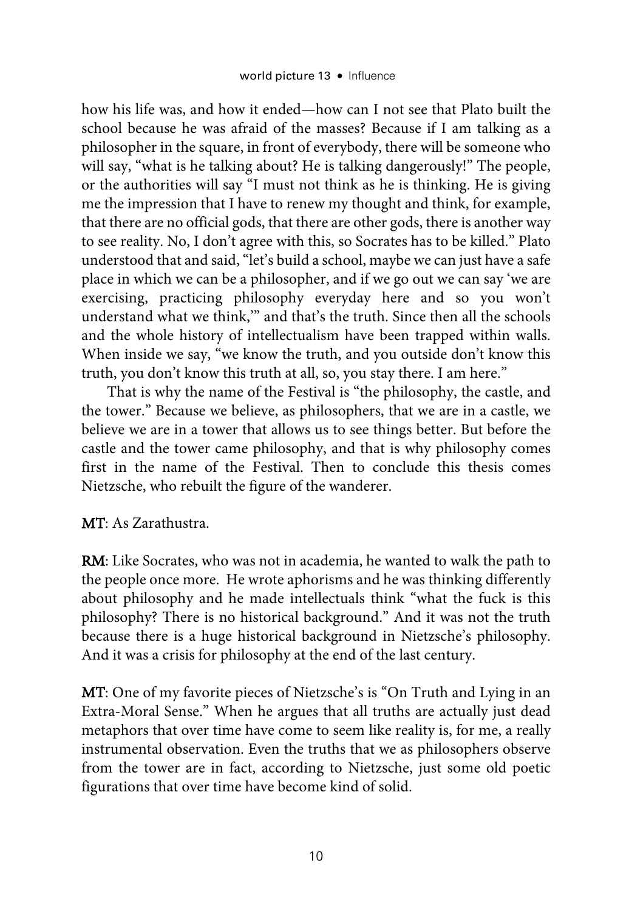how his life was, and how it ended—how can I not see that Plato built the school because he was afraid of the masses? Because if I am talking as a philosopher in the square, in front of everybody, there will be someone who will say, "what is he talking about? He is talking dangerously!" The people, or the authorities will say "I must not think as he is thinking. He is giving me the impression that I have to renew my thought and think, for example, that there are no official gods, that there are other gods, there is another way to see reality. No, I don't agree with this, so Socrates has to be killed." Plato understood that and said, "let's build a school, maybe we can just have a safe place in which we can be a philosopher, and if we go out we can say 'we are exercising, practicing philosophy everyday here and so you won't understand what we think,'" and that's the truth. Since then all the schools and the whole history of intellectualism have been trapped within walls. When inside we say, "we know the truth, and you outside don't know this truth, you don't know this truth at all, so, you stay there. I am here."

That is why the name of the Festival is "the philosophy, the castle, and the tower." Because we believe, as philosophers, that we are in a castle, we believe we are in a tower that allows us to see things better. But before the castle and the tower came philosophy, and that is why philosophy comes first in the name of the Festival. Then to conclude this thesis comes Nietzsche, who rebuilt the figure of the wanderer.

**MT**: As Zarathustra.

**RM**: Like Socrates, who was not in academia, he wanted to walk the path to the people once more. He wrote aphorisms and he was thinking differently about philosophy and he made intellectuals think "what the fuck is this philosophy? There is no historical background." And it was not the truth because there is a huge historical background in Nietzsche's philosophy. And it was a crisis for philosophy at the end of the last century.

**MT**: One of my favorite pieces of Nietzsche's is "On Truth and Lying in an Extra-Moral Sense." When he argues that all truths are actually just dead metaphors that over time have come to seem like reality is, for me, a really instrumental observation. Even the truths that we as philosophers observe from the tower are in fact, according to Nietzsche, just some old poetic figurations that over time have become kind of solid.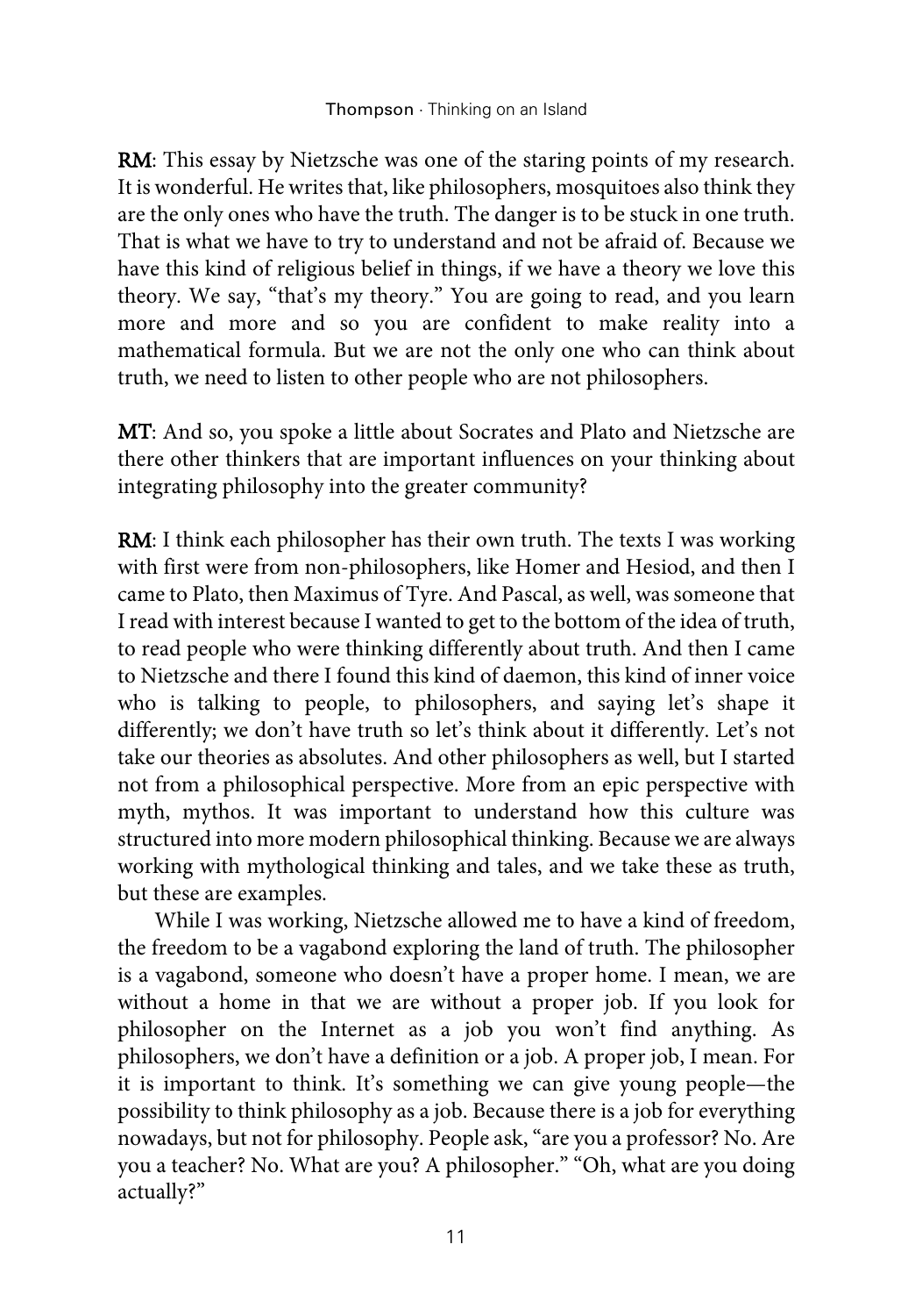**RM**: This essay by Nietzsche was one of the staring points of my research. It is wonderful. He writes that, like philosophers, mosquitoes also think they are the only ones who have the truth. The danger is to be stuck in one truth. That is what we have to try to understand and not be afraid of. Because we have this kind of religious belief in things, if we have a theory we love this theory. We say, "that's my theory." You are going to read, and you learn more and more and so you are confident to make reality into a mathematical formula. But we are not the only one who can think about truth, we need to listen to other people who are not philosophers.

**MT**: And so, you spoke a little about Socrates and Plato and Nietzsche are there other thinkers that are important influences on your thinking about integrating philosophy into the greater community?

**RM**: I think each philosopher has their own truth. The texts I was working with first were from non-philosophers, like Homer and Hesiod, and then I came to Plato, then Maximus of Tyre. And Pascal, as well, was someone that I read with interest because I wanted to get to the bottom of the idea of truth, to read people who were thinking differently about truth. And then I came to Nietzsche and there I found this kind of daemon, this kind of inner voice who is talking to people, to philosophers, and saying let's shape it differently; we don't have truth so let's think about it differently. Let's not take our theories as absolutes. And other philosophers as well, but I started not from a philosophical perspective. More from an epic perspective with myth, mythos. It was important to understand how this culture was structured into more modern philosophical thinking. Because we are always working with mythological thinking and tales, and we take these as truth, but these are examples.

While I was working, Nietzsche allowed me to have a kind of freedom, the freedom to be a vagabond exploring the land of truth. The philosopher is a vagabond, someone who doesn't have a proper home. I mean, we are without a home in that we are without a proper job. If you look for philosopher on the Internet as a job you won't find anything. As philosophers, we don't have a definition or a job. A proper job, I mean. For it is important to think. It's something we can give young people—the possibility to think philosophy as a job. Because there is a job for everything nowadays, but not for philosophy. People ask, "are you a professor? No. Are you a teacher? No. What are you? A philosopher." "Oh, what are you doing actually?"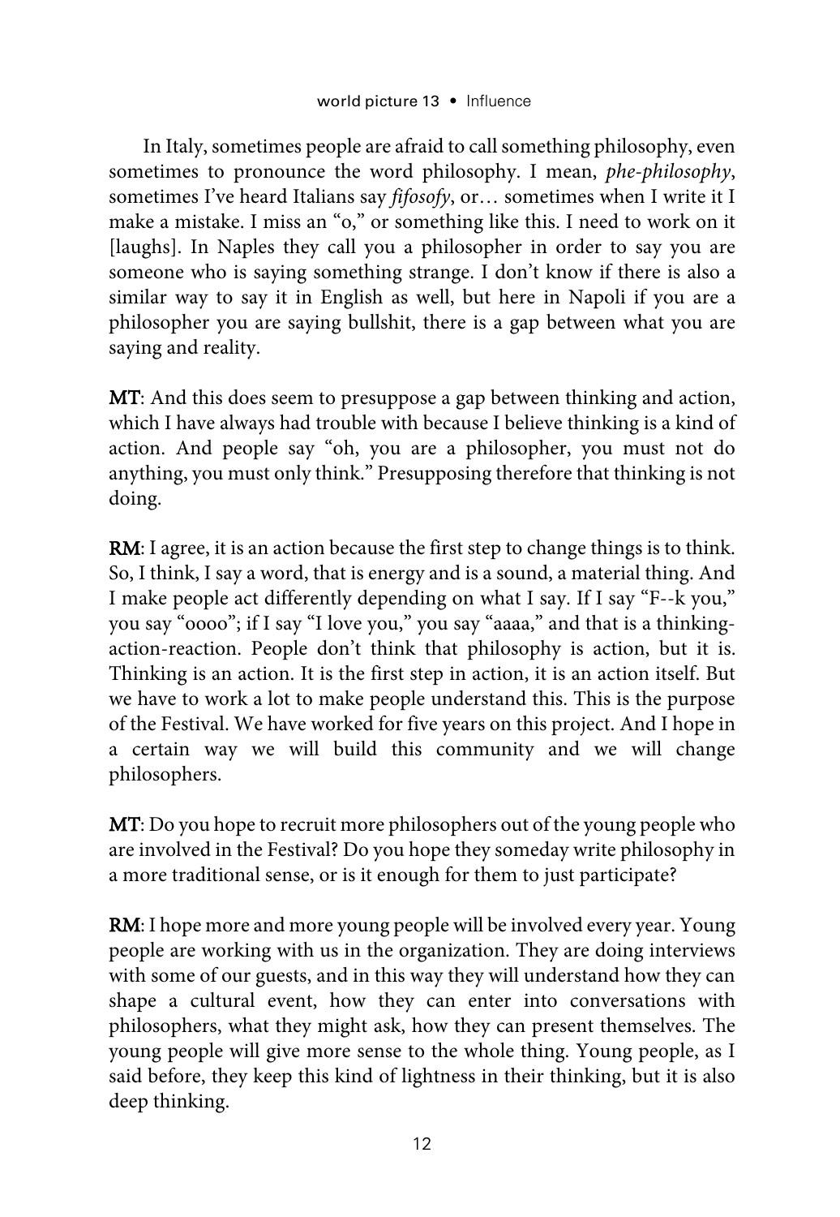In Italy, sometimes people are afraid to call something philosophy, even sometimes to pronounce the word philosophy. I mean, *phe-philosophy*, sometimes I've heard Italians say *fifosofy*, or… sometimes when I write it I make a mistake. I miss an "o," or something like this. I need to work on it [laughs]. In Naples they call you a philosopher in order to say you are someone who is saying something strange. I don't know if there is also a similar way to say it in English as well, but here in Napoli if you are a philosopher you are saying bullshit, there is a gap between what you are saying and reality.

**MT**: And this does seem to presuppose a gap between thinking and action, which I have always had trouble with because I believe thinking is a kind of action. And people say "oh, you are a philosopher, you must not do anything, you must only think." Presupposing therefore that thinking is not doing.

**RM**: I agree, it is an action because the first step to change things is to think. So, I think, I say a word, that is energy and is a sound, a material thing. And I make people act differently depending on what I say. If I say "F--k you," you say "oooo"; if I say "I love you," you say "aaaa," and that is a thinking-action-reaction. People don't think that philosophy is action, but it is. Thinking is an action. It is the first step in action, it is an action itself. But we have to work a lot to make people understand this. This is the purpose of the Festival. We have worked for five years on this project. And I hope in a certain way we will build this community and we will change philosophers.

**MT**: Do you hope to recruit more philosophers out of the young people who are involved in the Festival? Do you hope they someday write philosophy in a more traditional sense, or is it enough for them to just participate?

**RM**: I hope more and more young people will be involved every year. Young people are working with us in the organization. They are doing interviews with some of our guests, and in this way they will understand how they can shape a cultural event, how they can enter into conversations with philosophers, what they might ask, how they can present themselves. The young people will give more sense to the whole thing. Young people, as I said before, they keep this kind of lightness in their thinking, but it is also deep thinking.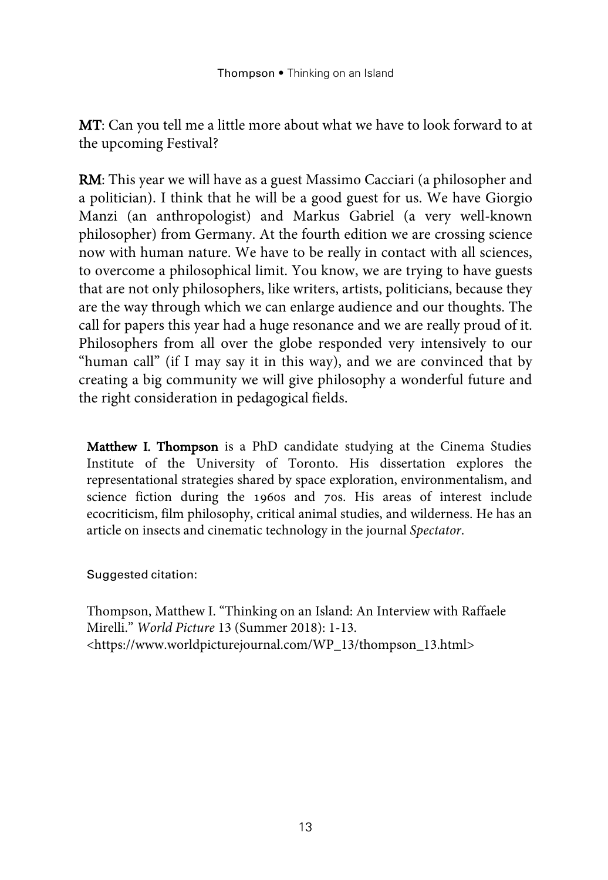**MT**: Can you tell me a little more about what we have to look forward to at the upcoming Festival?

**RM**: This year we will have as a guest Massimo Cacciari (a philosopher and a politician). I think that he will be a good guest for us. We have Giorgio Manzi (an anthropologist) and Markus Gabriel (a very well-known philosopher) from Germany. At the fourth edition we are crossing science now with human nature. We have to be really in contact with all sciences, to overcome a philosophical limit. You know, we are trying to have guests that are not only philosophers, like writers, artists, politicians, because they are the way through which we can enlarge audience and our thoughts. The call for papers this year had a huge resonance and we are really proud of it. Philosophers from all over the globe responded very intensively to our "human call" (if I may say it in this way), and we are convinced that by creating a big community we will give philosophy a wonderful future and the right consideration in pedagogical fields.

**Matthew I. Thompson** is a PhD candidate studying at the Cinema Studies Institute of the University of Toronto. His dissertation explores the representational strategies shared by space exploration, environmentalism, and science fiction during the 1960s and 70s. His areas of interest include ecocriticism, film philosophy, critical animal studies, and wilderness. He has an article on insects and cinematic technology in the journal *Spectator*.

Suggested citation:

Thompson, Matthew I. "Thinking on an Island: An Interview with Raffaele Mirelli." *World Picture* 13 (Summer 2018): 1-13. <https://www.worldpicturejournal.com/WP_13/thompson_13.html>